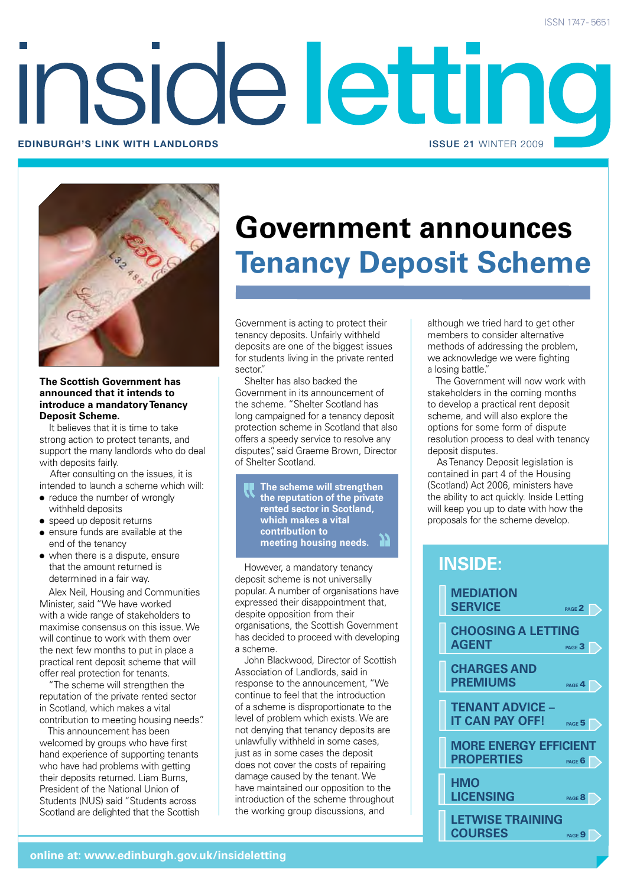ISSN 1747-5651

# inside letting

**EDINBURGH'S LINK WITH LANDLORDS**

**ISSUE 21** WINTER 2009

# Government announces Tenancy Deposit Scheme

**The Scottish Government has announced that it intends to introduce a mandatory Tenancy Deposit Scheme.**

It believes that it is time to take strong action to protect tenants, and support the many landlords who do deal with deposits fairly.

After consulting on the issues, it is intended to launch a scheme which will:

- reduce the number of wrongly withheld deposits
- speed up deposit returns
- ensure funds are available at the end of the tenancy
- when there is a dispute, ensure that the amount returned is determined in a fair way.

Alex Neil, Housing and Communities Minister, said "We have worked with a wide range of stakeholders to maximise consensus on this issue. We will continue to work with them over the next few months to put in place a practical rent deposit scheme that will offer real protection for tenants.

"The scheme will strengthen the reputation of the private sector in Scotland, which makes a vital contribution to meeting housing needs".

This announcement has been welcomed by groups who have first hand experience of supporting tenants who have had problems with getting their deposits returned. Liam Burns, President of the National Union of Students (NUS) said "Students across Scotland are delighted that the Scottish Government is acting to protect their tenancy deposits. Unfairly withheld deposits are one of the biggest issues for students living in the private rented sector."

Shelter has also backed the Government in its announcement of the scheme. "Shelter Scotland has long campaigned for a tenancy deposit protection scheme in Scotland that also offers a speedy service to resolve any disputes", said Graeme Brown, Director of Shelter Scotland.

> **The scheme will strengthen the reputation of the private rented sector in Scotland, which makes a vital contribution to meeting housing needs.**

However, a mandatory tenancy deposit scheme is not universally popular. A number of organisations have expressed their disappointment that, despite opposition from their organisations, the Scottish Government has decided to proceed with developing a scheme.

John Blackwood, Director of Scottish Association of Landlords, said in response to the announcement, "We continue to feel that the introduction of a scheme is disproportionate to the level of problem which exists. We are not denying that tenancy deposits are unlawfully withheld in some cases, just as in some cases the deposit does not cover the costs of repairing damage caused by the tenant. We have maintained our opposition to the introduction of the scheme throughout the working group discussions, and although we tried hard to get other members to consider alternative methods of addressing the problem, we acknowledge we were fighting a losing battle."

The Government will now work with stakeholders in the coming months to develop a practical rent deposit scheme, and will also explore the options for some form of dispute resolution process to deal with tenancy deposit disputes.

As Tenancy Deposit legislation is contained in part 4 of the Housing (Scotland) Act 2006, ministers have the ability to act quickly. Inside Letting will keep you up to date with how the proposals for the scheme develop.

## INSIDE:

- **MEDIATION SERVICE** — PAGE 2
- **CHOOSING A LETTING AGENT** — PAGE 3
- **CHARGES AND PREMIUMS** — PAGE 4
- **TENANT ADVICE – IT CAN PAY OFF!** — PAGE 5
- **MORE ENERGY EFFICIENT PROPERTIES** — PAGE 6
- **HMO LICENSING** — PAGE 8
- **LETWISE TRAINING COURSES** — PAGE 9

**online at: www.edinburgh.gov.uk/insideletting**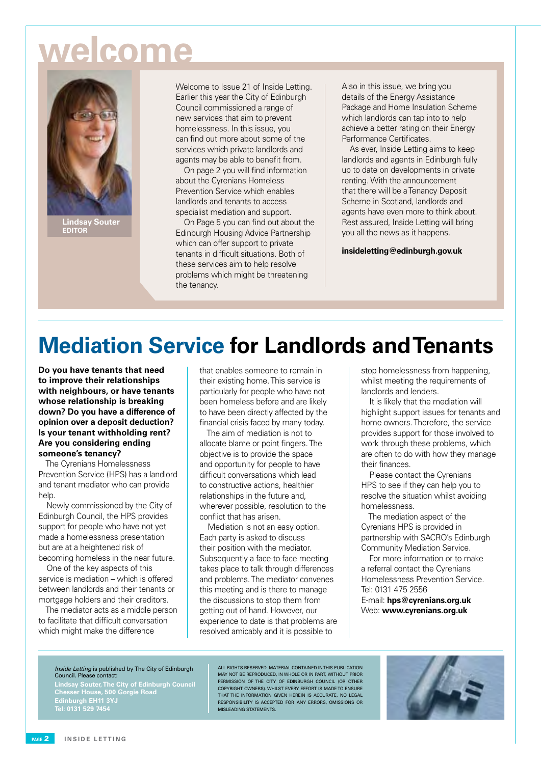# welcome

**Lindsay Souter**
**EDITOR**

Welcome to Issue 21 of Inside Letting. Earlier this year the City of Edinburgh Council commissioned a range of new services that aim to prevent homelessness. In this issue, you can find out more about some of the services which private landlords and agents may be able to benefit from.

On page 2 you will find information about the Cyrenians Homeless Prevention Service which enables landlords and tenants to access specialist mediation and support.

On Page 5 you can find out about the Edinburgh Housing Advice Partnership which can offer support to private tenants in difficult situations. Both of these services aim to help resolve problems which might be threatening the tenancy.

Also in this issue, we bring you details of the Energy Assistance Package and Home Insulation Scheme which landlords can tap into to help achieve a better rating on their Energy Performance Certificates.

As ever, Inside Letting aims to keep landlords and agents in Edinburgh fully up to date on developments in private renting. With the announcement that there will be a Tenancy Deposit Scheme in Scotland, landlords and agents have even more to think about. Rest assured, Inside Letting will bring you all the news as it happens.

**insideletting@edinburgh.gov.uk**

# Mediation Service for Landlords and Tenants

**Do you have tenants that need to improve their relationships with neighbours, or have tenants whose relationship is breaking down? Do you have a difference of opinion over a deposit deduction? Is your tenant withholding rent? Are you considering ending someone's tenancy?**

The Cyrenians Homelessness Prevention Service (HPS) has a landlord and tenant mediator who can provide help.

Newly commissioned by the City of Edinburgh Council, the HPS provides support for people who have not yet made a homelessness presentation but are at a heightened risk of becoming homeless in the near future.

One of the key aspects of this service is mediation – which is offered between landlords and their tenants or mortgage holders and their creditors.

The mediator acts as a middle person to facilitate that difficult conversation which might make the difference that enables someone to remain in their existing home. This service is particularly for people who have not been homeless before and are likely to have been directly affected by the financial crisis faced by many today.

The aim of mediation is not to allocate blame or point fingers. The objective is to provide the space and opportunity for people to have difficult conversations which lead to constructive actions, healthier relationships in the future and, wherever possible, resolution to the conflict that has arisen.

Mediation is not an easy option. Each party is asked to discuss their position with the mediator. Subsequently a face-to-face meeting takes place to talk through differences and problems. The mediator convenes this meeting and is there to manage the discussions to stop them from getting out of hand. However, our experience to date is that problems are resolved amicably and it is possible to stop homelessness from happening, whilst meeting the requirements of landlords and lenders.

It is likely that the mediation will highlight support issues for tenants and home owners. Therefore, the service provides support for those involved to work through these problems, which are often to do with how they manage their finances.

Please contact the Cyrenians HPS to see if they can help you to resolve the situation whilst avoiding homelessness.

The mediation aspect of the Cyrenians HPS is provided in partnership with SACRO's Edinburgh Community Mediation Service.

For more information or to make a referral contact the Cyrenians Homelessness Prevention Service.
Tel: 0131 475 2556
E-mail: **hps@cyrenians.org.uk**
Web: **www.cyrenians.org.uk**

*Inside Letting* is published by The City of Edinburgh Council. Please contact:
**Lindsay Souter, The City of Edinburgh Council**
**Chesser House, 500 Gorgie Road**
**Edinburgh EH11 3YJ**
**Tel: 0131 529 7454**

ALL RIGHTS RESERVED. MATERIAL CONTAINED IN THIS PUBLICATION MAY NOT BE REPRODUCED, IN WHOLE OR IN PART, WITHOUT PRIOR PERMISSION OF THE CITY OF EDINBURGH COUNCIL (OR OTHER COPYRIGHT OWNERS). WHILST EVERY EFFORT IS MADE TO ENSURE THAT THE INFORMATION GIVEN HEREIN IS ACCURATE, NO LEGAL RESPONSIBILITY IS ACCEPTED FOR ANY ERRORS, OMISSIONS OR MISLEADING STATEMENTS.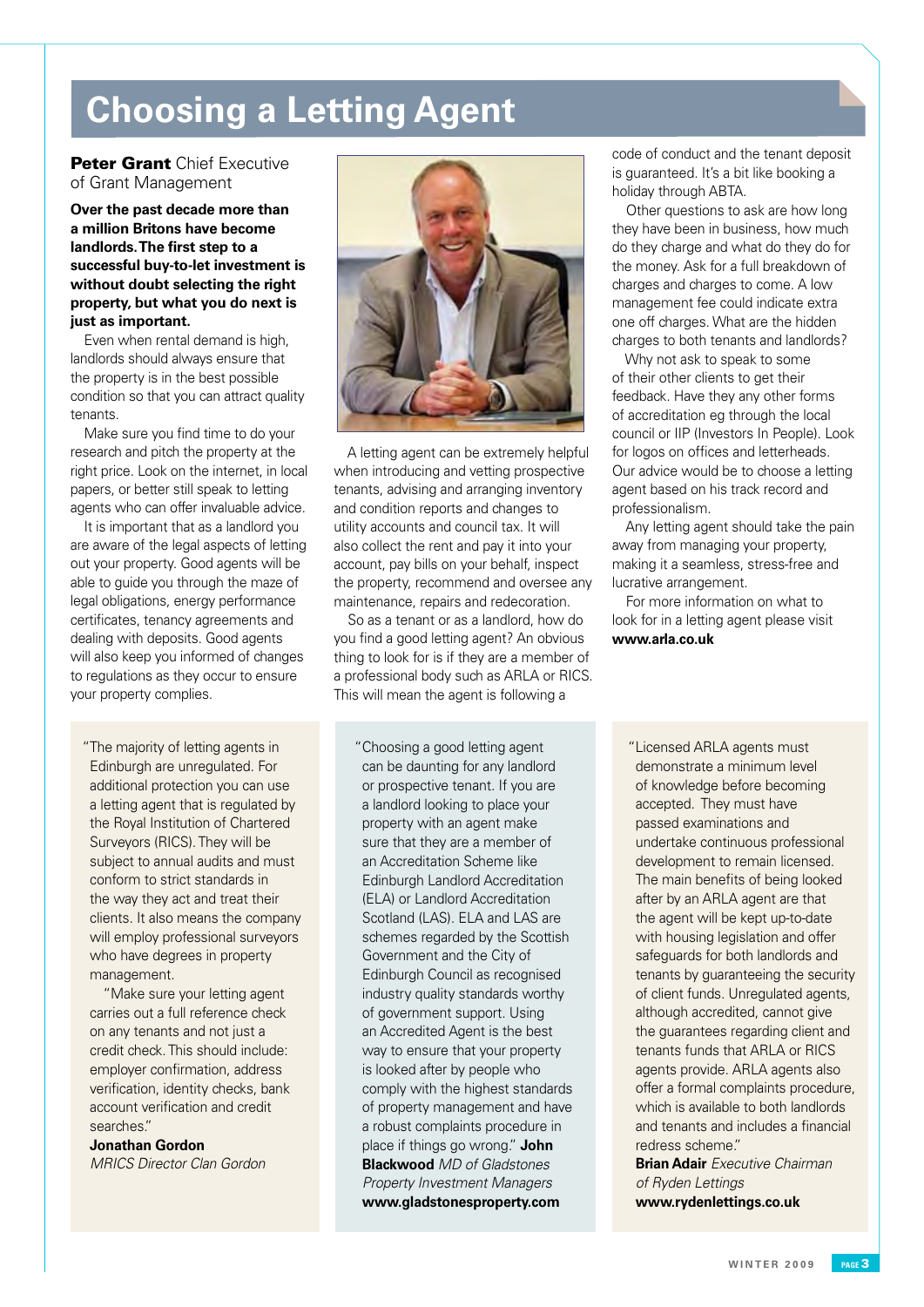# Choosing a Letting Agent

**Peter Grant** Chief Executive of Grant Management

**Over the past decade more than a million Britons have become landlords. The first step to a successful buy-to-let investment is without doubt selecting the right property, but what you do next is just as important.**

Even when rental demand is high, landlords should always ensure that the property is in the best possible condition so that you can attract quality tenants.

Make sure you find time to do your research and pitch the property at the right price. Look on the internet, in local papers, or better still speak to letting agents who can offer invaluable advice.

It is important that as a landlord you are aware of the legal aspects of letting out your property. Good agents will be able to guide you through the maze of legal obligations, energy performance certificates, tenancy agreements and dealing with deposits. Good agents will also keep you informed of changes to regulations as they occur to ensure your property complies.

A letting agent can be extremely helpful when introducing and vetting prospective tenants, advising and arranging inventory and condition reports and changes to utility accounts and council tax. It will also collect the rent and pay it into your account, pay bills on your behalf, inspect the property, recommend and oversee any maintenance, repairs and redecoration.

So as a tenant or as a landlord, how do you find a good letting agent? An obvious thing to look for is if they are a member of a professional body such as ARLA or RICS. This will mean the agent is following a code of conduct and the tenant deposit is guaranteed. It's a bit like booking a holiday through ABTA.

Other questions to ask are how long they have been in business, how much do they charge and what do they do for the money. Ask for a full breakdown of charges and charges to come. A low management fee could indicate extra one off charges. What are the hidden charges to both tenants and landlords?

Why not ask to speak to some of their other clients to get their feedback. Have they any other forms of accreditation eg through the local council or IIP (Investors In People). Look for logos on offices and letterheads. Our advice would be to choose a letting agent based on his track record and professionalism.

Any letting agent should take the pain away from managing your property, making it a seamless, stress-free and lucrative arrangement.

For more information on what to look for in a letting agent please visit **www.arla.co.uk**

"The majority of letting agents in Edinburgh are unregulated. For additional protection you can use a letting agent that is regulated by the Royal Institution of Chartered Surveyors (RICS). They will be subject to annual audits and must conform to strict standards in the way they act and treat their clients. It also means the company will employ professional surveyors who have degrees in property management.

"Make sure your letting agent carries out a full reference check on any tenants and not just a credit check. This should include: employer confirmation, address verification, identity checks, bank account verification and credit searches."

**Jonathan Gordon**
*MRICS Director Clan Gordon*

"Choosing a good letting agent can be daunting for any landlord or prospective tenant. If you are a landlord looking to place your property with an agent make sure that they are a member of an Accreditation Scheme like Edinburgh Landlord Accreditation (ELA) or Landlord Accreditation Scotland (LAS). ELA and LAS are schemes regarded by the Scottish Government and the City of Edinburgh Council as recognised industry quality standards worthy of government support. Using an Accredited Agent is the best way to ensure that your property is looked after by people who comply with the highest standards of property management and have a robust complaints procedure in place if things go wrong." **John Blackwood** *MD of Gladstones Property Investment Managers*
**www.gladstonesproperty.com**

"Licensed ARLA agents must demonstrate a minimum level of knowledge before becoming accepted. They must have passed examinations and undertake continuous professional development to remain licensed. The main benefits of being looked after by an ARLA agent are that the agent will be kept up-to-date with housing legislation and offer safeguards for both landlords and tenants by guaranteeing the security of client funds. Unregulated agents, although accredited, cannot give the guarantees regarding client and tenants funds that ARLA or RICS agents provide. ARLA agents also offer a formal complaints procedure, which is available to both landlords and tenants and includes a financial redress scheme."

**Brian Adair** *Executive Chairman of Ryden Lettings*
**www.rydenlettings.co.uk**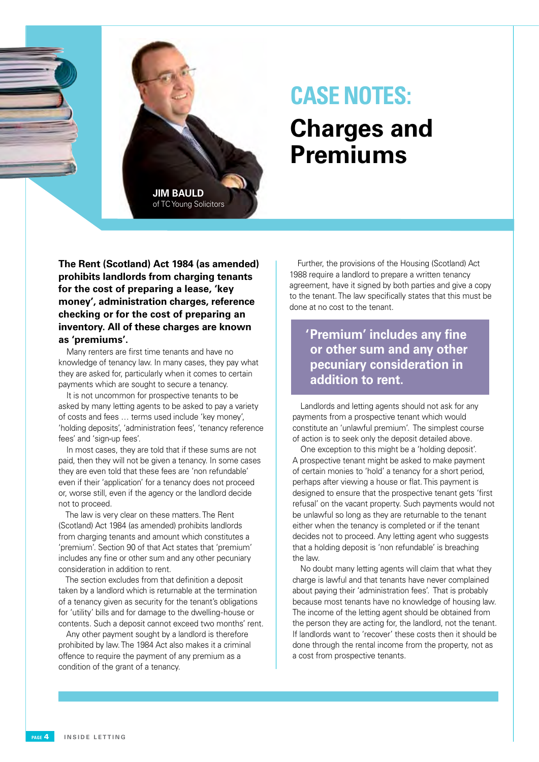# CASE NOTES: Charges and Premiums

**JIM BAULD**
of TC Young Solicitors

**The Rent (Scotland) Act 1984 (as amended) prohibits landlords from charging tenants for the cost of preparing a lease, 'key money', administration charges, reference checking or for the cost of preparing an inventory. All of these charges are known as 'premiums'.**

Many renters are first time tenants and have no knowledge of tenancy law. In many cases, they pay what they are asked for, particularly when it comes to certain payments which are sought to secure a tenancy.

It is not uncommon for prospective tenants to be asked by many letting agents to be asked to pay a variety of costs and fees … terms used include 'key money', 'holding deposits', 'administration fees', 'tenancy reference fees' and 'sign-up fees'.

In most cases, they are told that if these sums are not paid, then they will not be given a tenancy. In some cases they are even told that these fees are 'non refundable' even if their 'application' for a tenancy does not proceed or, worse still, even if the agency or the landlord decide not to proceed.

The law is very clear on these matters. The Rent (Scotland) Act 1984 (as amended) prohibits landlords from charging tenants and amount which constitutes a 'premium'. Section 90 of that Act states that 'premium' includes any fine or other sum and any other pecuniary consideration in addition to rent.

The section excludes from that definition a deposit taken by a landlord which is returnable at the termination of a tenancy given as security for the tenant's obligations for 'utility' bills and for damage to the dwelling-house or contents. Such a deposit cannot exceed two months' rent.

Any other payment sought by a landlord is therefore prohibited by law. The 1984 Act also makes it a criminal offence to require the payment of any premium as a condition of the grant of a tenancy.

Further, the provisions of the Housing (Scotland) Act 1988 require a landlord to prepare a written tenancy agreement, have it signed by both parties and give a copy to the tenant. The law specifically states that this must be done at no cost to the tenant.

> **'Premium' includes any fine or other sum and any other pecuniary consideration in addition to rent.**

Landlords and letting agents should not ask for any payments from a prospective tenant which would constitute an 'unlawful premium'. The simplest course of action is to seek only the deposit detailed above.

One exception to this might be a 'holding deposit'. A prospective tenant might be asked to make payment of certain monies to 'hold' a tenancy for a short period, perhaps after viewing a house or flat. This payment is designed to ensure that the prospective tenant gets 'first refusal' on the vacant property. Such payments would not be unlawful so long as they are returnable to the tenant either when the tenancy is completed or if the tenant decides not to proceed. Any letting agent who suggests that a holding deposit is 'non refundable' is breaching the law.

No doubt many letting agents will claim that what they charge is lawful and that tenants have never complained about paying their 'administration fees'. That is probably because most tenants have no knowledge of housing law. The income of the letting agent should be obtained from the person they are acting for, the landlord, not the tenant. If landlords want to 'recover' these costs then it should be done through the rental income from the property, not as a cost from prospective tenants.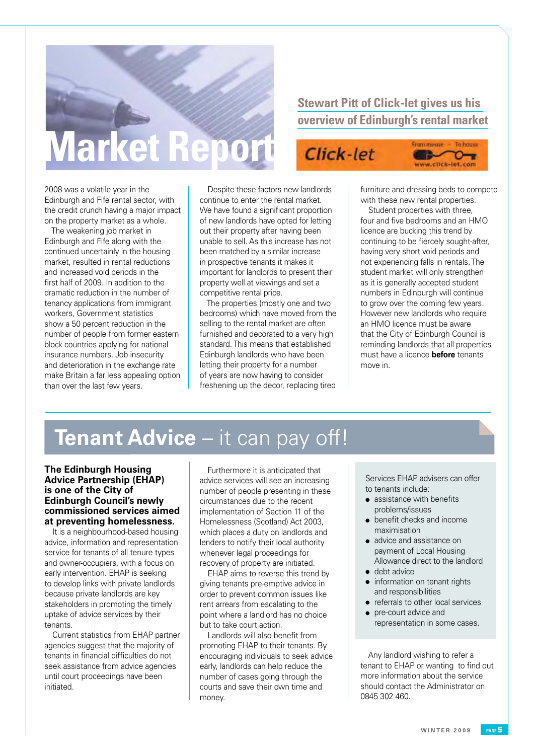# Market Report

## Stewart Pitt of Click-let gives us his overview of Edinburgh's rental market

Click-let — From mouse – To house — www.click-let.com

2008 was a volatile year in the Edinburgh and Fife rental sector, with the credit crunch having a major impact on the property market as a whole.

The weakening job market in Edinburgh and Fife along with the continued uncertainly in the housing market, resulted in rental reductions and increased void periods in the first half of 2009. In addition to the dramatic reduction in the number of tenancy applications from immigrant workers, Government statistics show a 50 percent reduction in the number of people from former eastern block countries applying for national insurance numbers. Job insecurity and deterioration in the exchange rate make Britain a far less appealing option than over the last few years.

Despite these factors new landlords continue to enter the rental market. We have found a significant proportion of new landlords have opted for letting out their property after having been unable to sell. As this increase has not been matched by a similar increase in prospective tenants it makes it important for landlords to present their property well at viewings and set a competitive rental price.

The properties (mostly one and two bedrooms) which have moved from the selling to the rental market are often furnished and decorated to a very high standard. This means that established Edinburgh landlords who have been letting their property for a number of years are now having to consider freshening up the decor, replacing tired furniture and dressing beds to compete with these new rental properties.

Student properties with three, four and five bedrooms and an HMO licence are bucking this trend by continuing to be fiercely sought-after, having very short void periods and not experiencing falls in rentals. The student market will only strengthen as it is generally accepted student numbers in Edinburgh will continue to grow over the coming few years. However new landlords who require an HMO licence must be aware that the City of Edinburgh Council is reminding landlords that all properties must have a licence **before** tenants move in.

# Tenant Advice – it can pay off!

**The Edinburgh Housing Advice Partnership (EHAP) is one of the City of Edinburgh Council's newly commissioned services aimed at preventing homelessness.**

It is a neighbourhood-based housing advice, information and representation service for tenants of all tenure types and owner-occupiers, with a focus on early intervention. EHAP is seeking to develop links with private landlords because private landlords are key stakeholders in promoting the timely uptake of advice services by their tenants.

Current statistics from EHAP partner agencies suggest that the majority of tenants in financial difficulties do not seek assistance from advice agencies until court proceedings have been initiated.

Furthermore it is anticipated that advice services will see an increasing number of people presenting in these circumstances due to the recent implementation of Section 11 of the Homelessness (Scotland) Act 2003, which places a duty on landlords and lenders to notify their local authority whenever legal proceedings for recovery of property are initiated.

EHAP aims to reverse this trend by giving tenants pre-emptive advice in order to prevent common issues like rent arrears from escalating to the point where a landlord has no choice but to take court action.

Landlords will also benefit from promoting EHAP to their tenants. By encouraging individuals to seek advice early, landlords can help reduce the number of cases going through the courts and save their own time and money.

Services EHAP advisers can offer to tenants include:

- assistance with benefits problems/issues
- benefit checks and income maximisation
- advice and assistance on payment of Local Housing Allowance direct to the landlord
- debt advice
- information on tenant rights and responsibilities
- referrals to other local services
- pre-court advice and representation in some cases.

Any landlord wishing to refer a tenant to EHAP or wanting to find out more information about the service should contact the Administrator on 0845 302 460.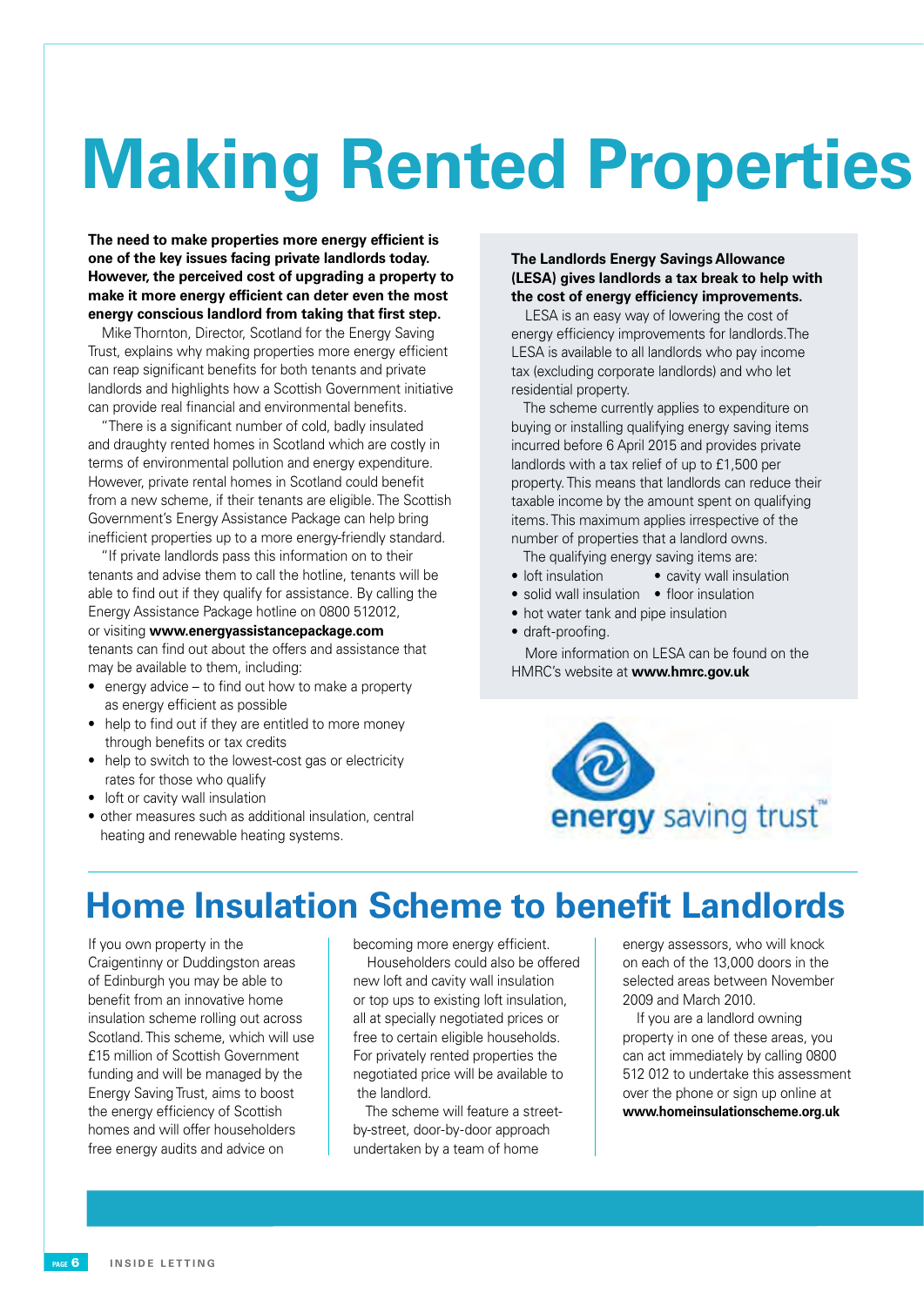# Making Rented Properties

**The need to make properties more energy efficient is one of the key issues facing private landlords today. However, the perceived cost of upgrading a property to make it more energy efficient can deter even the most energy conscious landlord from taking that first step.**

Mike Thornton, Director, Scotland for the Energy Saving Trust, explains why making properties more energy efficient can reap significant benefits for both tenants and private landlords and highlights how a Scottish Government initiative can provide real financial and environmental benefits.

"There is a significant number of cold, badly insulated and draughty rented homes in Scotland which are costly in terms of environmental pollution and energy expenditure. However, private rental homes in Scotland could benefit from a new scheme, if their tenants are eligible. The Scottish Government's Energy Assistance Package can help bring inefficient properties up to a more energy-friendly standard.

"If private landlords pass this information on to their tenants and advise them to call the hotline, tenants will be able to find out if they qualify for assistance. By calling the Energy Assistance Package hotline on 0800 512012, or visiting **www.energyassistancepackage.com** tenants can find out about the offers and assistance that may be available to them, including:

- energy advice – to find out how to make a property as energy efficient as possible
- help to find out if they are entitled to more money through benefits or tax credits
- help to switch to the lowest-cost gas or electricity rates for those who qualify
- loft or cavity wall insulation
- other measures such as additional insulation, central heating and renewable heating systems.

**The Landlords Energy Savings Allowance (LESA) gives landlords a tax break to help with the cost of energy efficiency improvements.**

LESA is an easy way of lowering the cost of energy efficiency improvements for landlords. The LESA is available to all landlords who pay income tax (excluding corporate landlords) and who let residential property.

The scheme currently applies to expenditure on buying or installing qualifying energy saving items incurred before 6 April 2015 and provides private landlords with a tax relief of up to £1,500 per property. This means that landlords can reduce their taxable income by the amount spent on qualifying items. This maximum applies irrespective of the number of properties that a landlord owns.

The qualifying energy saving items are:

- loft insulation
- cavity wall insulation
- solid wall insulation
- floor insulation
- hot water tank and pipe insulation
- draft-proofing.

More information on LESA can be found on the HMRC's website at **www.hmrc.gov.uk**

energy saving trust™

## Home Insulation Scheme to benefit Landlords

If you own property in the Craigentinny or Duddingston areas of Edinburgh you may be able to benefit from an innovative home insulation scheme rolling out across Scotland. This scheme, which will use £15 million of Scottish Government funding and will be managed by the Energy Saving Trust, aims to boost the energy efficiency of Scottish homes and will offer householders free energy audits and advice on becoming more energy efficient.

Householders could also be offered new loft and cavity wall insulation or top ups to existing loft insulation, all at specially negotiated prices or free to certain eligible households. For privately rented properties the negotiated price will be available to the landlord.

The scheme will feature a street-by-street, door-by-door approach undertaken by a team of home energy assessors, who will knock on each of the 13,000 doors in the selected areas between November 2009 and March 2010.

If you are a landlord owning property in one of these areas, you can act immediately by calling 0800 512 012 to undertake this assessment over the phone or sign up online at **www.homeinsulationscheme.org.uk**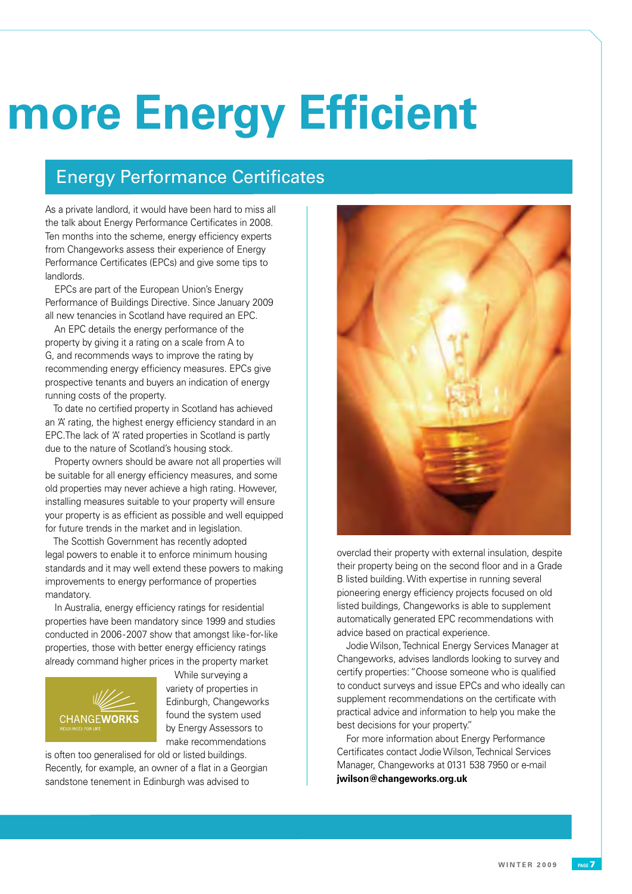# more Energy Efficient

## Energy Performance Certificates

As a private landlord, it would have been hard to miss all the talk about Energy Performance Certificates in 2008. Ten months into the scheme, energy efficiency experts from Changeworks assess their experience of Energy Performance Certificates (EPCs) and give some tips to landlords.

EPCs are part of the European Union's Energy Performance of Buildings Directive. Since January 2009 all new tenancies in Scotland have required an EPC.

An EPC details the energy performance of the property by giving it a rating on a scale from A to G, and recommends ways to improve the rating by recommending energy efficiency measures. EPCs give prospective tenants and buyers an indication of energy running costs of the property.

To date no certified property in Scotland has achieved an 'A' rating, the highest energy efficiency standard in an EPC. The lack of 'A' rated properties in Scotland is partly due to the nature of Scotland's housing stock.

Property owners should be aware not all properties will be suitable for all energy efficiency measures, and some old properties may never achieve a high rating. However, installing measures suitable to your property will ensure your property is as efficient as possible and well equipped for future trends in the market and in legislation.

The Scottish Government has recently adopted legal powers to enable it to enforce minimum housing standards and it may well extend these powers to making improvements to energy performance of properties mandatory.

In Australia, energy efficiency ratings for residential properties have been mandatory since 1999 and studies conducted in 2006-2007 show that amongst like-for-like properties, those with better energy efficiency ratings already command higher prices in the property market

CHANGEWORKS
RESOURCES FOR LIFE

While surveying a variety of properties in Edinburgh, Changeworks found the system used by Energy Assessors to make recommendations is often too generalised for old or listed buildings. Recently, for example, an owner of a flat in a Georgian sandstone tenement in Edinburgh was advised to overclad their property with external insulation, despite their property being on the second floor and in a Grade B listed building. With expertise in running several pioneering energy efficiency projects focused on old listed buildings, Changeworks is able to supplement automatically generated EPC recommendations with advice based on practical experience.

Jodie Wilson, Technical Energy Services Manager at Changeworks, advises landlords looking to survey and certify properties: "Choose someone who is qualified to conduct surveys and issue EPCs and who ideally can supplement recommendations on the certificate with practical advice and information to help you make the best decisions for your property."

For more information about Energy Performance Certificates contact Jodie Wilson, Technical Services Manager, Changeworks at 0131 538 7950 or e-mail **jwilson@changeworks.org.uk**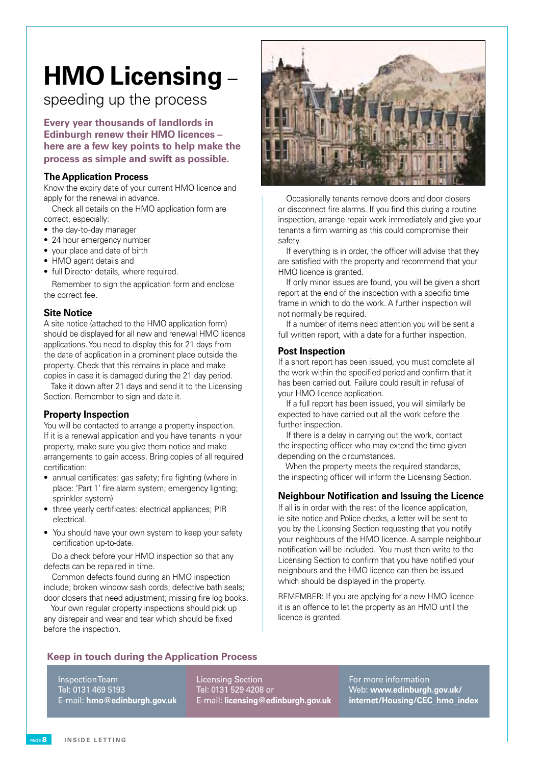# HMO Licensing – speeding up the process

**Every year thousands of landlords in Edinburgh renew their HMO licences – here are a few key points to help make the process as simple and swift as possible.**

### The Application Process

Know the expiry date of your current HMO licence and apply for the renewal in advance.

Check all details on the HMO application form are correct, especially:

- the day-to-day manager
- 24 hour emergency number
- your place and date of birth
- HMO agent details and
- full Director details, where required.

Remember to sign the application form and enclose the correct fee.

### Site Notice

A site notice (attached to the HMO application form) should be displayed for all new and renewal HMO licence applications. You need to display this for 21 days from the date of application in a prominent place outside the property. Check that this remains in place and make copies in case it is damaged during the 21 day period.

Take it down after 21 days and send it to the Licensing Section. Remember to sign and date it.

### Property Inspection

You will be contacted to arrange a property inspection. If it is a renewal application and you have tenants in your property, make sure you give them notice and make arrangements to gain access. Bring copies of all required certification:

- annual certificates: gas safety; fire fighting (where in place: 'Part 1' fire alarm system; emergency lighting; sprinkler system)
- three yearly certificates: electrical appliances; PIR electrical.
- You should have your own system to keep your safety certification up-to-date.

Do a check before your HMO inspection so that any defects can be repaired in time.

Common defects found during an HMO inspection include; broken window sash cords; defective bath seals; door closers that need adjustment; missing fire log books.

Your own regular property inspections should pick up any disrepair and wear and tear which should be fixed before the inspection.

Occasionally tenants remove doors and door closers or disconnect fire alarms. If you find this during a routine inspection, arrange repair work immediately and give your tenants a firm warning as this could compromise their safety.

If everything is in order, the officer will advise that they are satisfied with the property and recommend that your HMO licence is granted.

If only minor issues are found, you will be given a short report at the end of the inspection with a specific time frame in which to do the work. A further inspection will not normally be required.

If a number of items need attention you will be sent a full written report, with a date for a further inspection.

### Post Inspection

If a short report has been issued, you must complete all the work within the specified period and confirm that it has been carried out. Failure could result in refusal of your HMO licence application.

If a full report has been issued, you will similarly be expected to have carried out all the work before the further inspection.

If there is a delay in carrying out the work, contact the inspecting officer who may extend the time given depending on the circumstances.

When the property meets the required standards, the inspecting officer will inform the Licensing Section.

### Neighbour Notification and Issuing the Licence

If all is in order with the rest of the licence application, ie site notice and Police checks, a letter will be sent to you by the Licensing Section requesting that you notify your neighbours of the HMO licence. A sample neighbour notification will be included. You must then write to the Licensing Section to confirm that you have notified your neighbours and the HMO licence can then be issued which should be displayed in the property.

REMEMBER: If you are applying for a new HMO licence it is an offence to let the property as an HMO until the licence is granted.

### Keep in touch during the Application Process

Inspection Team
Tel: 0131 469 5193
E-mail: **hmo@edinburgh.gov.uk**

Licensing Section
Tel: 0131 529 4208 or
E-mail: **licensing@edinburgh.gov.uk**

For more information
Web: **www.edinburgh.gov.uk/internet/Housing/CEC_hmo_index**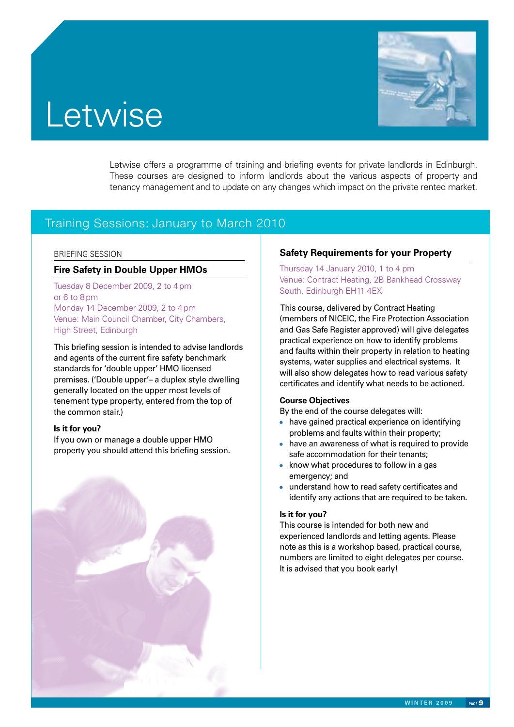# Letwise

Letwise offers a programme of training and briefing events for private landlords in Edinburgh. These courses are designed to inform landlords about the various aspects of property and tenancy management and to update on any changes which impact on the private rented market.

## Training Sessions: January to March 2010

BRIEFING SESSION

### Fire Safety in Double Upper HMOs

Tuesday 8 December 2009, 2 to 4 pm
or 6 to 8 pm
Monday 14 December 2009, 2 to 4 pm
Venue: Main Council Chamber, City Chambers, High Street, Edinburgh

This briefing session is intended to advise landlords and agents of the current fire safety benchmark standards for 'double upper' HMO licensed premises. ('Double upper'– a duplex style dwelling generally located on the upper most levels of tenement type property, entered from the top of the common stair.)

**Is it for you?**
If you own or manage a double upper HMO property you should attend this briefing session.

### Safety Requirements for your Property

Thursday 14 January 2010, 1 to 4 pm
Venue: Contract Heating, 2B Bankhead Crossway South, Edinburgh EH11 4EX

This course, delivered by Contract Heating (members of NICEIC, the Fire Protection Association and Gas Safe Register approved) will give delegates practical experience on how to identify problems and faults within their property in relation to heating systems, water supplies and electrical systems. It will also show delegates how to read various safety certificates and identify what needs to be actioned.

**Course Objectives**
By the end of the course delegates will:

- have gained practical experience on identifying problems and faults within their property;
- have an awareness of what is required to provide safe accommodation for their tenants;
- know what procedures to follow in a gas emergency; and
- understand how to read safety certificates and identify any actions that are required to be taken.

**Is it for you?**
This course is intended for both new and experienced landlords and letting agents. Please note as this is a workshop based, practical course, numbers are limited to eight delegates per course. It is advised that you book early!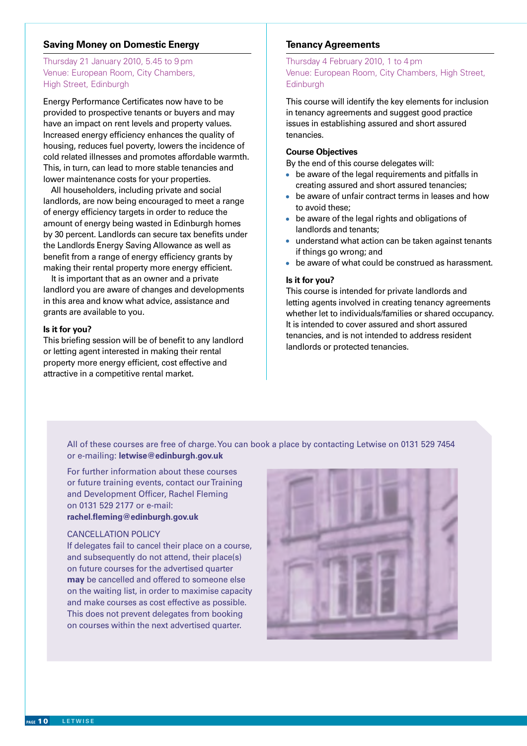## Saving Money on Domestic Energy

Thursday 21 January 2010, 5.45 to 9 pm
Venue: European Room, City Chambers, High Street, Edinburgh

Energy Performance Certificates now have to be provided to prospective tenants or buyers and may have an impact on rent levels and property values. Increased energy efficiency enhances the quality of housing, reduces fuel poverty, lowers the incidence of cold related illnesses and promotes affordable warmth. This, in turn, can lead to more stable tenancies and lower maintenance costs for your properties.

All householders, including private and social landlords, are now being encouraged to meet a range of energy efficiency targets in order to reduce the amount of energy being wasted in Edinburgh homes by 30 percent. Landlords can secure tax benefits under the Landlords Energy Saving Allowance as well as benefit from a range of energy efficiency grants by making their rental property more energy efficient.

It is important that as an owner and a private landlord you are aware of changes and developments in this area and know what advice, assistance and grants are available to you.

**Is it for you?**

This briefing session will be of benefit to any landlord or letting agent interested in making their rental property more energy efficient, cost effective and attractive in a competitive rental market.

## Tenancy Agreements

Thursday 4 February 2010, 1 to 4 pm
Venue: European Room, City Chambers, High Street, Edinburgh

This course will identify the key elements for inclusion in tenancy agreements and suggest good practice issues in establishing assured and short assured tenancies.

**Course Objectives**

By the end of this course delegates will:

- be aware of the legal requirements and pitfalls in creating assured and short assured tenancies;
- be aware of unfair contract terms in leases and how to avoid these;
- be aware of the legal rights and obligations of landlords and tenants;
- understand what action can be taken against tenants if things go wrong; and
- be aware of what could be construed as harassment.

**Is it for you?**

This course is intended for private landlords and letting agents involved in creating tenancy agreements whether let to individuals/families or shared occupancy. It is intended to cover assured and short assured tenancies, and is not intended to address resident landlords or protected tenancies.

All of these courses are free of charge. You can book a place by contacting Letwise on 0131 529 7454 or e-mailing: **letwise@edinburgh.gov.uk**

For further information about these courses or future training events, contact our Training and Development Officer, Rachel Fleming on 0131 529 2177 or e-mail: **rachel.fleming@edinburgh.gov.uk**

CANCELLATION POLICY

If delegates fail to cancel their place on a course, and subsequently do not attend, their place(s) on future courses for the advertised quarter **may** be cancelled and offered to someone else on the waiting list, in order to maximise capacity and make courses as cost effective as possible. This does not prevent delegates from booking on courses within the next advertised quarter.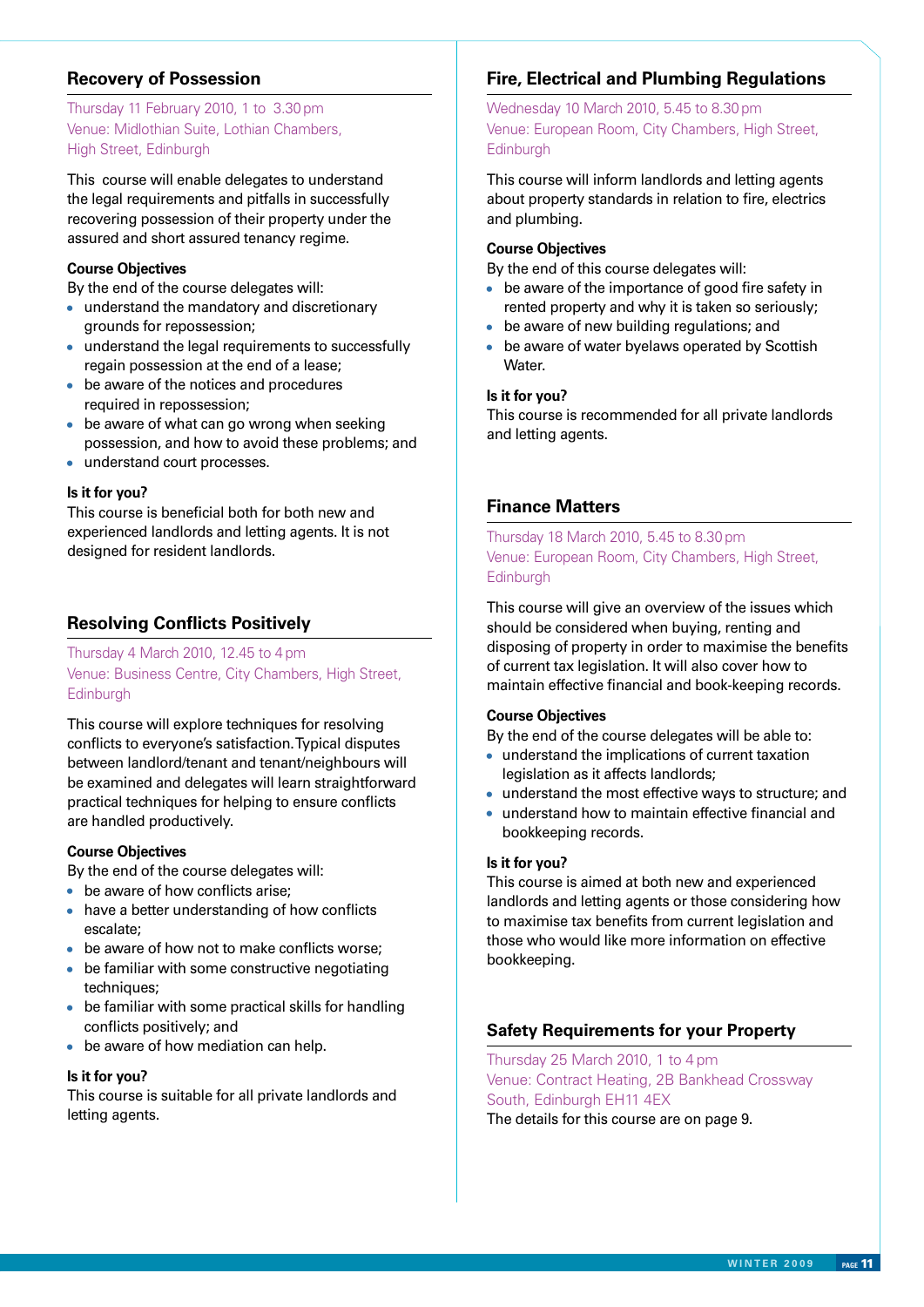## Recovery of Possession

Thursday 11 February 2010, 1 to 3.30 pm
Venue: Midlothian Suite, Lothian Chambers, High Street, Edinburgh

This course will enable delegates to understand the legal requirements and pitfalls in successfully recovering possession of their property under the assured and short assured tenancy regime.

**Course Objectives**

By the end of the course delegates will:

- understand the mandatory and discretionary grounds for repossession;
- understand the legal requirements to successfully regain possession at the end of a lease;
- be aware of the notices and procedures required in repossession;
- be aware of what can go wrong when seeking possession, and how to avoid these problems; and
- understand court processes.

**Is it for you?**

This course is beneficial both for both new and experienced landlords and letting agents. It is not designed for resident landlords.

## Resolving Conflicts Positively

Thursday 4 March 2010, 12.45 to 4 pm
Venue: Business Centre, City Chambers, High Street, Edinburgh

This course will explore techniques for resolving conflicts to everyone's satisfaction. Typical disputes between landlord/tenant and tenant/neighbours will be examined and delegates will learn straightforward practical techniques for helping to ensure conflicts are handled productively.

**Course Objectives**

By the end of the course delegates will:

- be aware of how conflicts arise;
- have a better understanding of how conflicts escalate;
- be aware of how not to make conflicts worse;
- be familiar with some constructive negotiating techniques;
- be familiar with some practical skills for handling conflicts positively; and
- be aware of how mediation can help.

**Is it for you?**

This course is suitable for all private landlords and letting agents.

## Fire, Electrical and Plumbing Regulations

Wednesday 10 March 2010, 5.45 to 8.30 pm
Venue: European Room, City Chambers, High Street, Edinburgh

This course will inform landlords and letting agents about property standards in relation to fire, electrics and plumbing.

**Course Objectives**

By the end of this course delegates will:

- be aware of the importance of good fire safety in rented property and why it is taken so seriously;
- be aware of new building regulations; and
- be aware of water byelaws operated by Scottish Water.

**Is it for you?**

This course is recommended for all private landlords and letting agents.

## Finance Matters

Thursday 18 March 2010, 5.45 to 8.30 pm
Venue: European Room, City Chambers, High Street, Edinburgh

This course will give an overview of the issues which should be considered when buying, renting and disposing of property in order to maximise the benefits of current tax legislation. It will also cover how to maintain effective financial and book-keeping records.

**Course Objectives**

By the end of the course delegates will be able to:

- understand the implications of current taxation legislation as it affects landlords;
- understand the most effective ways to structure; and
- understand how to maintain effective financial and bookkeeping records.

**Is it for you?**

This course is aimed at both new and experienced landlords and letting agents or those considering how to maximise tax benefits from current legislation and those who would like more information on effective bookkeeping.

## Safety Requirements for your Property

Thursday 25 March 2010, 1 to 4 pm
Venue: Contract Heating, 2B Bankhead Crossway South, Edinburgh EH11 4EX

The details for this course are on page 9.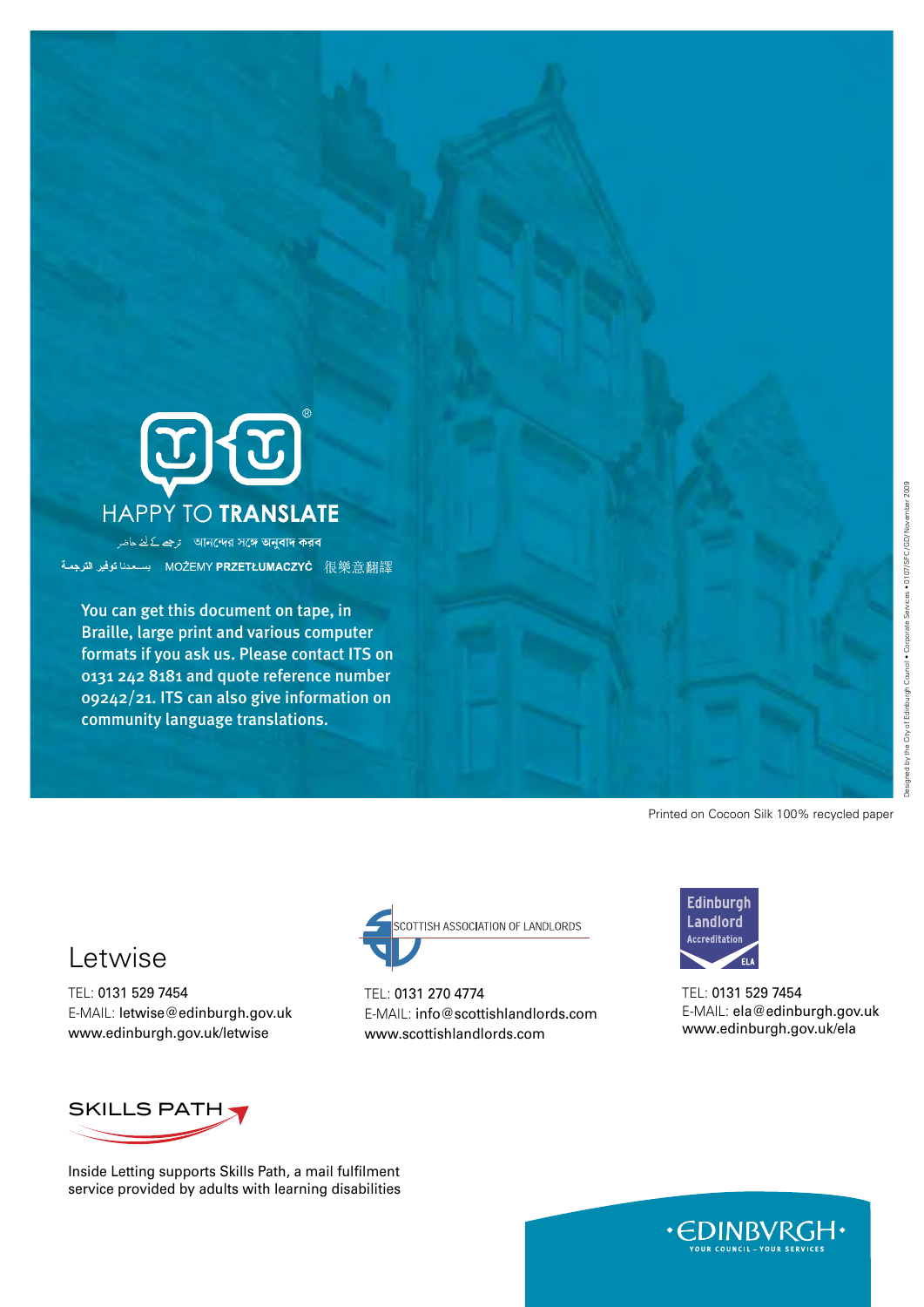HAPPY TO **TRANSLATE**

ترجمے کےلئے حاضر   আনন্দের সঙ্গে অনুবাদ করব

يسعدنا توفير الترجمة   MOŻEMY **PRZETŁUMACZYĆ**   很樂意翻譯

**You can get this document on tape, in Braille, large print and various computer formats if you ask us. Please contact ITS on 0131 242 8181 and quote reference number 09242/21. ITS can also give information on community language translations.**

Designed by the City of Edinburgh Council • Corporate Services • 0107/SFC/GD/November 2009

Printed on Cocoon Silk 100% recycled paper

## Letwise

TEL: 0131 529 7454
E-MAIL: letwise@edinburgh.gov.uk
www.edinburgh.gov.uk/letwise

SCOTTISH ASSOCIATION OF LANDLORDS

TEL: 0131 270 4774
E-MAIL: info@scottishlandlords.com
www.scottishlandlords.com

Edinburgh Landlord Accreditation
ELA

TEL: 0131 529 7454
E-MAIL: ela@edinburgh.gov.uk
www.edinburgh.gov.uk/ela

SKILLS PATH

Inside Letting supports Skills Path, a mail fulfilment service provided by adults with learning disabilities

EDINBVRGH
YOUR COUNCIL – YOUR SERVICES